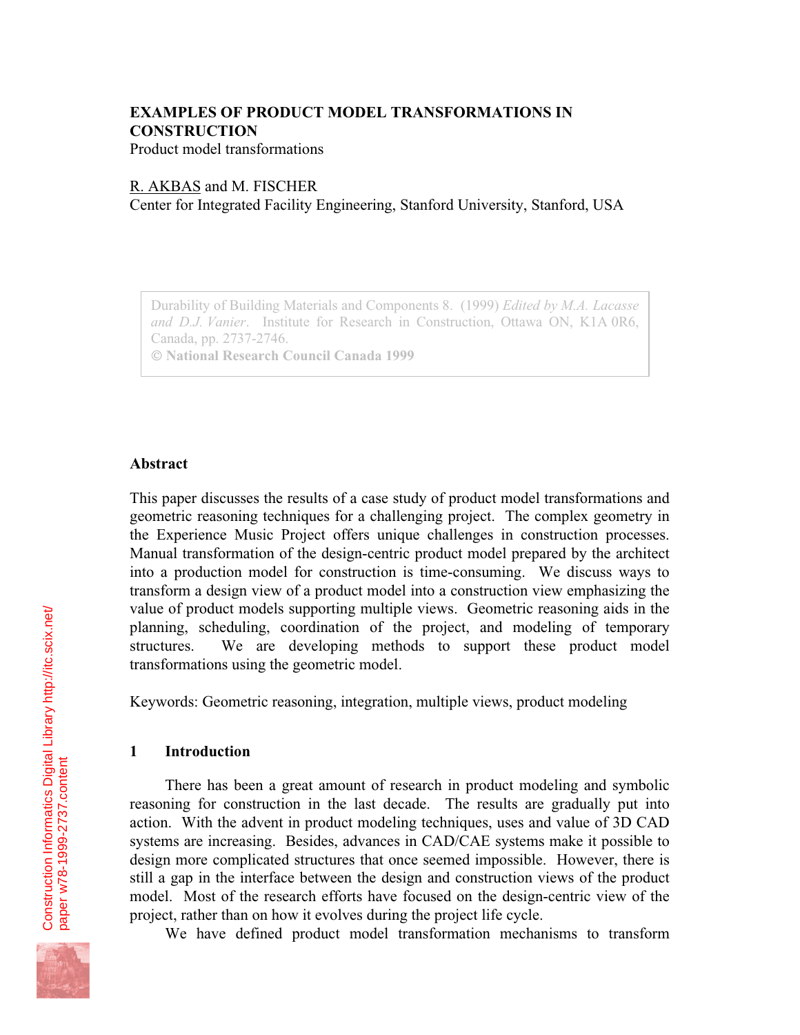# EXAMPLES OF PRODUCT MODEL TRANSFORMATIONS IN CONSTRUCTION

Product model transformations

R. AKBAS and M. FISCHER

Center for Integrated Facility Engineering, Stanford University, Stanford, USA

Durability of Building Materials and Components 8. (1999) *Edited by M.A. Lacasse and D.J. Vanier*. Institute for Research in Construction, Ottawa ON, K1A 0R6, Canada, pp. 2737-2746.

**© National Research Council Canada 1999**

## Abstract

This paper discusses the results of a case study of product model transformations and geometric reasoning techniques for a challenging project. The complex geometry in the Experience Music Project offers unique challenges in construction processes. Manual transformation of the design-centric product model prepared by the architect into a production model for construction is time-consuming. We discuss ways to transform a design view of a product model into a construction view emphasizing the value of product models supporting multiple views. Geometric reasoning aids in the planning, scheduling, coordination of the project, and modeling of temporary structures. We are developing methods to support these product model transformations using the geometric model.

Keywords: Geometric reasoning, integration, multiple views, product modeling

## 1 Introduction

There has been a great amount of research in product modeling and symbolic reasoning for construction in the last decade. The results are gradually put into action. With the advent in product modeling techniques, uses and value of 3D CAD systems are increasing. Besides, advances in CAD/CAE systems make it possible to design more complicated structures that once seemed impossible. However, there is still a gap in the interface between the design and construction views of the product model. Most of the research efforts have focused on the design-centric view of the project, rather than on how it evolves during the project life cycle.

We have defined product model transformation mechanisms to transform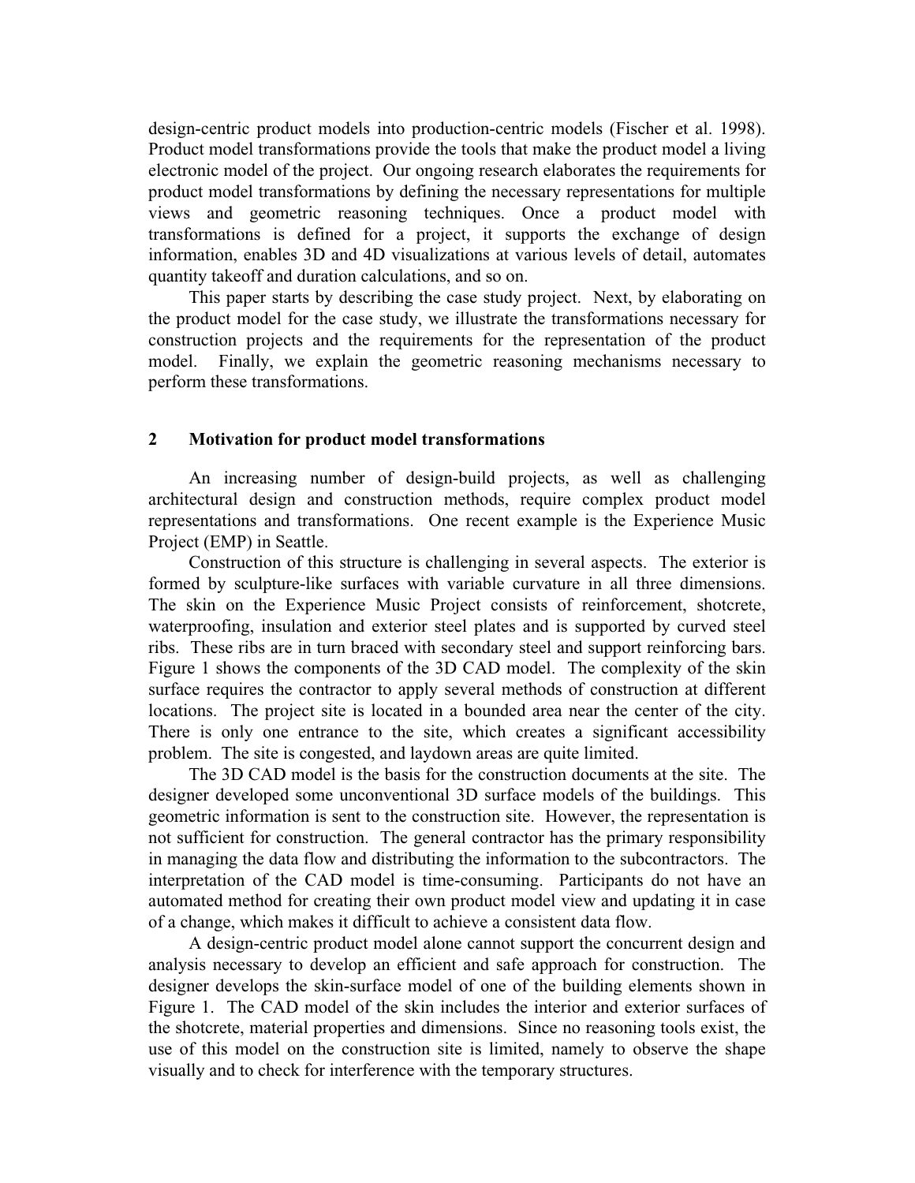design-centric product models into production-centric models (Fischer et al. 1998). Product model transformations provide the tools that make the product model a living electronic model of the project. Our ongoing research elaborates the requirements for product model transformations by defining the necessary representations for multiple views and geometric reasoning techniques. Once a product model with transformations is defined for a project, it supports the exchange of design information, enables 3D and 4D visualizations at various levels of detail, automates quantity takeoff and duration calculations, and so on.

This paper starts by describing the case study project. Next, by elaborating on the product model for the case study, we illustrate the transformations necessary for construction projects and the requirements for the representation of the product model. Finally, we explain the geometric reasoning mechanisms necessary to perform these transformations.

## 2 Motivation for product model transformations

An increasing number of design-build projects, as well as challenging architectural design and construction methods, require complex product model representations and transformations. One recent example is the Experience Music Project (EMP) in Seattle.

Construction of this structure is challenging in several aspects. The exterior is formed by sculpture-like surfaces with variable curvature in all three dimensions. The skin on the Experience Music Project consists of reinforcement, shotcrete, waterproofing, insulation and exterior steel plates and is supported by curved steel ribs. These ribs are in turn braced with secondary steel and support reinforcing bars. Figure 1 shows the components of the 3D CAD model. The complexity of the skin surface requires the contractor to apply several methods of construction at different locations. The project site is located in a bounded area near the center of the city. There is only one entrance to the site, which creates a significant accessibility problem. The site is congested, and laydown areas are quite limited.

The 3D CAD model is the basis for the construction documents at the site. The designer developed some unconventional 3D surface models of the buildings. This geometric information is sent to the construction site. However, the representation is not sufficient for construction. The general contractor has the primary responsibility in managing the data flow and distributing the information to the subcontractors. The interpretation of the CAD model is time-consuming. Participants do not have an automated method for creating their own product model view and updating it in case of a change, which makes it difficult to achieve a consistent data flow.

A design-centric product model alone cannot support the concurrent design and analysis necessary to develop an efficient and safe approach for construction. The designer develops the skin-surface model of one of the building elements shown in Figure 1. The CAD model of the skin includes the interior and exterior surfaces of the shotcrete, material properties and dimensions. Since no reasoning tools exist, the use of this model on the construction site is limited, namely to observe the shape visually and to check for interference with the temporary structures.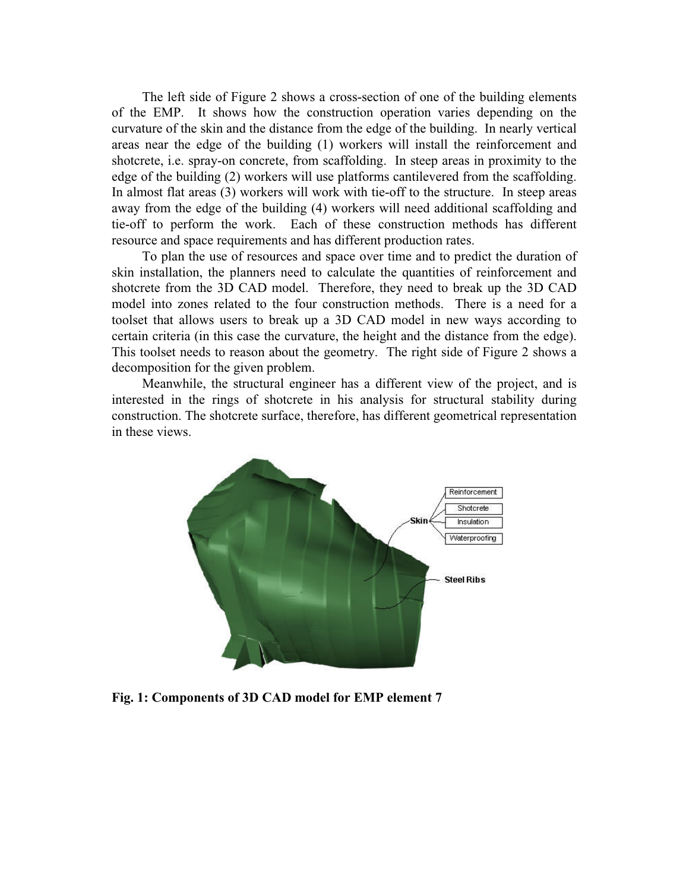The left side of Figure 2 shows a cross-section of one of the building elements of the EMP. It shows how the construction operation varies depending on the curvature of the skin and the distance from the edge of the building. In nearly vertical areas near the edge of the building (1) workers will install the reinforcement and shotcrete, i.e. spray-on concrete, from scaffolding. In steep areas in proximity to the edge of the building (2) workers will use platforms cantilevered from the scaffolding. In almost flat areas (3) workers will work with tie-off to the structure. In steep areas away from the edge of the building (4) workers will need additional scaffolding and tie-off to perform the work. Each of these construction methods has different resource and space requirements and has different production rates.

To plan the use of resources and space over time and to predict the duration of skin installation, the planners need to calculate the quantities of reinforcement and shotcrete from the 3D CAD model. Therefore, they need to break up the 3D CAD model into zones related to the four construction methods. There is a need for a toolset that allows users to break up a 3D CAD model in new ways according to certain criteria (in this case the curvature, the height and the distance from the edge). This toolset needs to reason about the geometry. The right side of Figure 2 shows a decomposition for the given problem.

Meanwhile, the structural engineer has a different view of the project, and is interested in the rings of shotcrete in his analysis for structural stability during construction. The shotcrete surface, therefore, has different geometrical representation in these views.

Skin
Reinforcement
Shotcrete
Insulation
Waterproofing
Steel Ribs

**Fig. 1: Components of 3D CAD model for EMP element 7**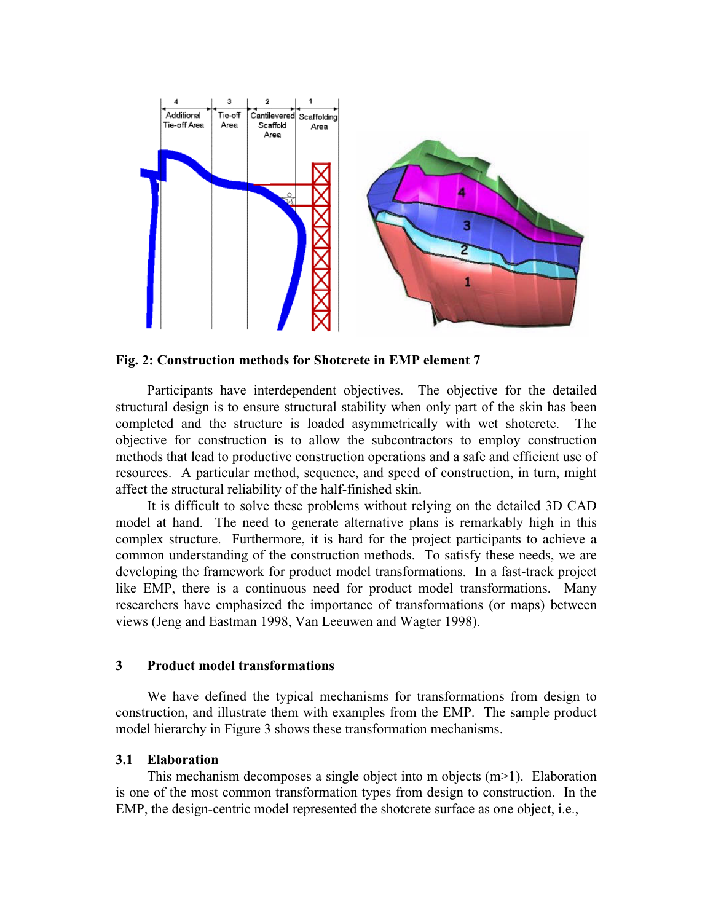4
Additional Tie-off Area

3
Tie-off Area

2
Cantilevered Scaffold Area

1
Scaffolding Area

4

3

2

1

**Fig. 2: Construction methods for Shotcrete in EMP element 7**

Participants have interdependent objectives. The objective for the detailed structural design is to ensure structural stability when only part of the skin has been completed and the structure is loaded asymmetrically with wet shotcrete. The objective for construction is to allow the subcontractors to employ construction methods that lead to productive construction operations and a safe and efficient use of resources. A particular method, sequence, and speed of construction, in turn, might affect the structural reliability of the half-finished skin.

It is difficult to solve these problems without relying on the detailed 3D CAD model at hand. The need to generate alternative plans is remarkably high in this complex structure. Furthermore, it is hard for the project participants to achieve a common understanding of the construction methods. To satisfy these needs, we are developing the framework for product model transformations. In a fast-track project like EMP, there is a continuous need for product model transformations. Many researchers have emphasized the importance of transformations (or maps) between views (Jeng and Eastman 1998, Van Leeuwen and Wagter 1998).

## 3 Product model transformations

We have defined the typical mechanisms for transformations from design to construction, and illustrate them with examples from the EMP. The sample product model hierarchy in Figure 3 shows these transformation mechanisms.

### 3.1 Elaboration

This mechanism decomposes a single object into m objects ($m>1$). Elaboration is one of the most common transformation types from design to construction. In the EMP, the design-centric model represented the shotcrete surface as one object, i.e.,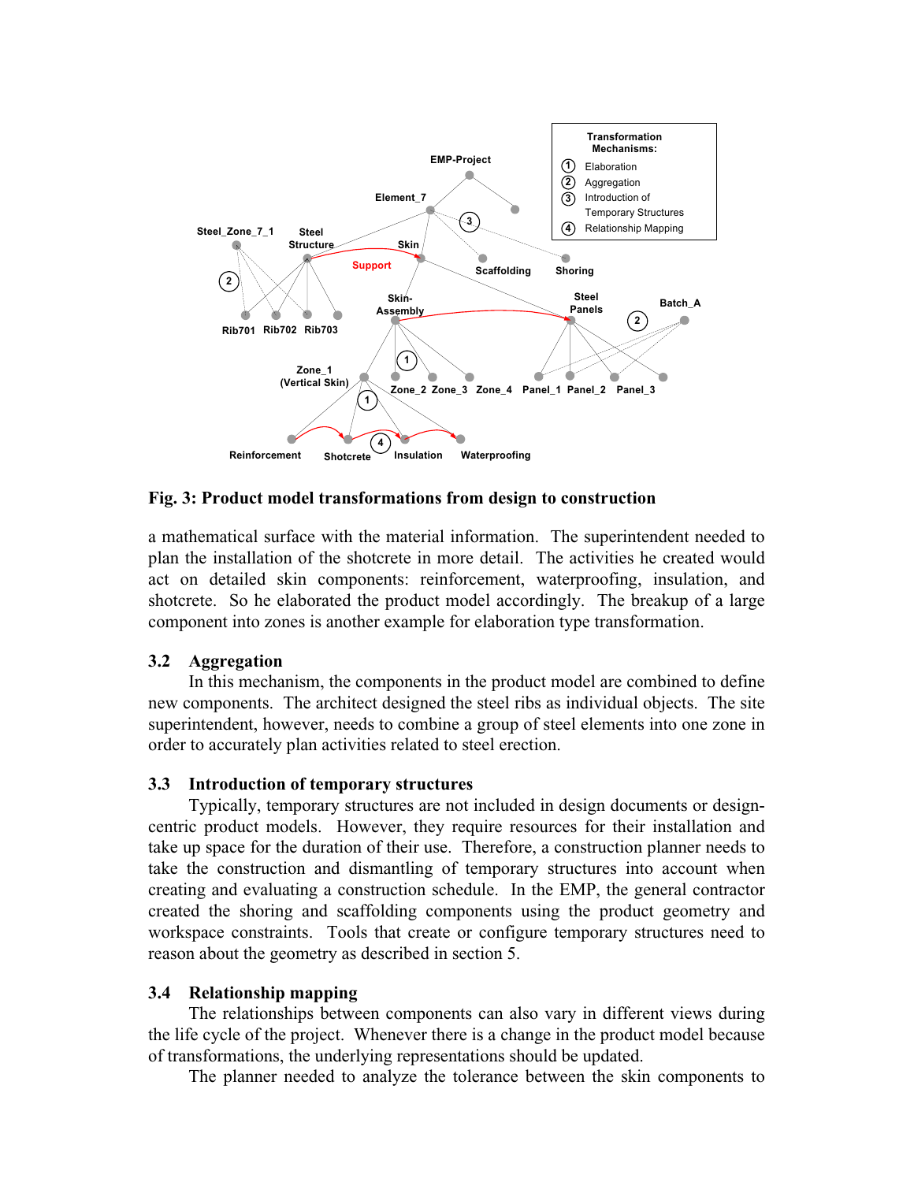Transformation Mechanisms:
1 Elaboration
2 Aggregation
3 Introduction of Temporary Structures
4 Relationship Mapping

EMP-Project
Element_7
Steel_Zone_7_1
Steel Structure
Skin
Support
Scaffolding
Shoring
Skin-Assembly
Steel Panels
Batch_A
Rib701 Rib702 Rib703
Zone_1 (Vertical Skin)
Zone_2 Zone_3 Zone_4
Panel_1 Panel_2 Panel_3
Reinforcement
Shotcrete
Insulation
Waterproofing

**Fig. 3: Product model transformations from design to construction**

a mathematical surface with the material information. The superintendent needed to plan the installation of the shotcrete in more detail. The activities he created would act on detailed skin components: reinforcement, waterproofing, insulation, and shotcrete. So he elaborated the product model accordingly. The breakup of a large component into zones is another example for elaboration type transformation.

### 3.2 Aggregation

In this mechanism, the components in the product model are combined to define new components. The architect designed the steel ribs as individual objects. The site superintendent, however, needs to combine a group of steel elements into one zone in order to accurately plan activities related to steel erection.

### 3.3 Introduction of temporary structures

Typically, temporary structures are not included in design documents or design-centric product models. However, they require resources for their installation and take up space for the duration of their use. Therefore, a construction planner needs to take the construction and dismantling of temporary structures into account when creating and evaluating a construction schedule. In the EMP, the general contractor created the shoring and scaffolding components using the product geometry and workspace constraints. Tools that create or configure temporary structures need to reason about the geometry as described in section 5.

### 3.4 Relationship mapping

The relationships between components can also vary in different views during the life cycle of the project. Whenever there is a change in the product model because of transformations, the underlying representations should be updated.

The planner needed to analyze the tolerance between the skin components to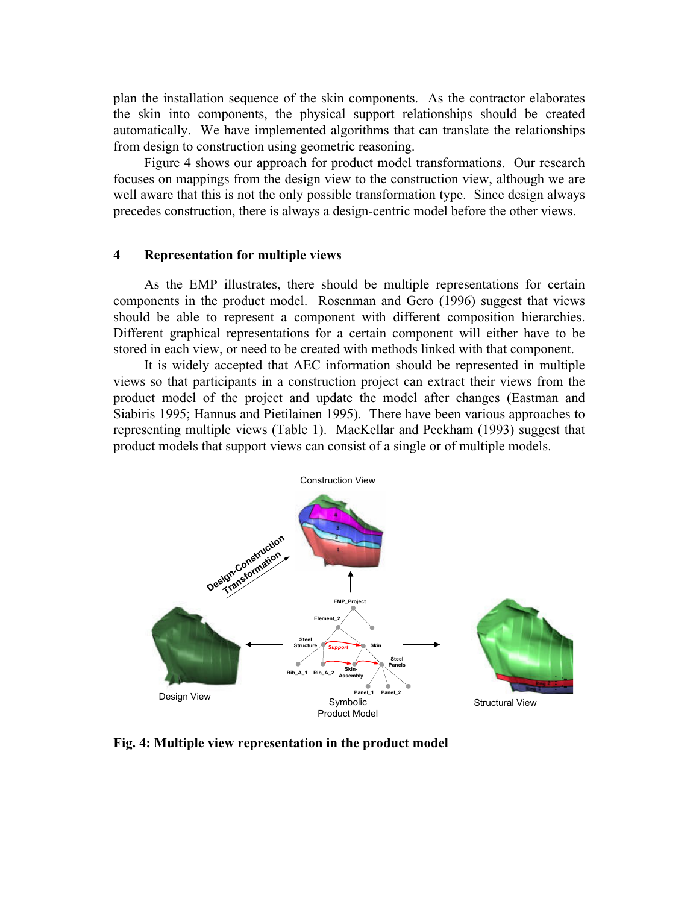plan the installation sequence of the skin components. As the contractor elaborates the skin into components, the physical support relationships should be created automatically. We have implemented algorithms that can translate the relationships from design to construction using geometric reasoning.

Figure 4 shows our approach for product model transformations. Our research focuses on mappings from the design view to the construction view, although we are well aware that this is not the only possible transformation type. Since design always precedes construction, there is always a design-centric model before the other views.

## 4 Representation for multiple views

As the EMP illustrates, there should be multiple representations for certain components in the product model. Rosenman and Gero (1996) suggest that views should be able to represent a component with different composition hierarchies. Different graphical representations for a certain component will either have to be stored in each view, or need to be created with methods linked with that component.

It is widely accepted that AEC information should be represented in multiple views so that participants in a construction project can extract their views from the product model of the project and update the model after changes (Eastman and Siabiris 1995; Hannus and Pietilainen 1995). There have been various approaches to representing multiple views (Table 1). MacKellar and Peckham (1993) suggest that product models that support views can consist of a single or of multiple models.

Construction View

Design-Construction Transformation

EMP_Project

Element_2

Steel Structure

Support

Skin

Steel Panels

Rib_A_1

Rib_A_2

Skin-Assembly

Panel_1

Panel_2

Design View

Symbolic Product Model

Structural View

**Fig. 4: Multiple view representation in the product model**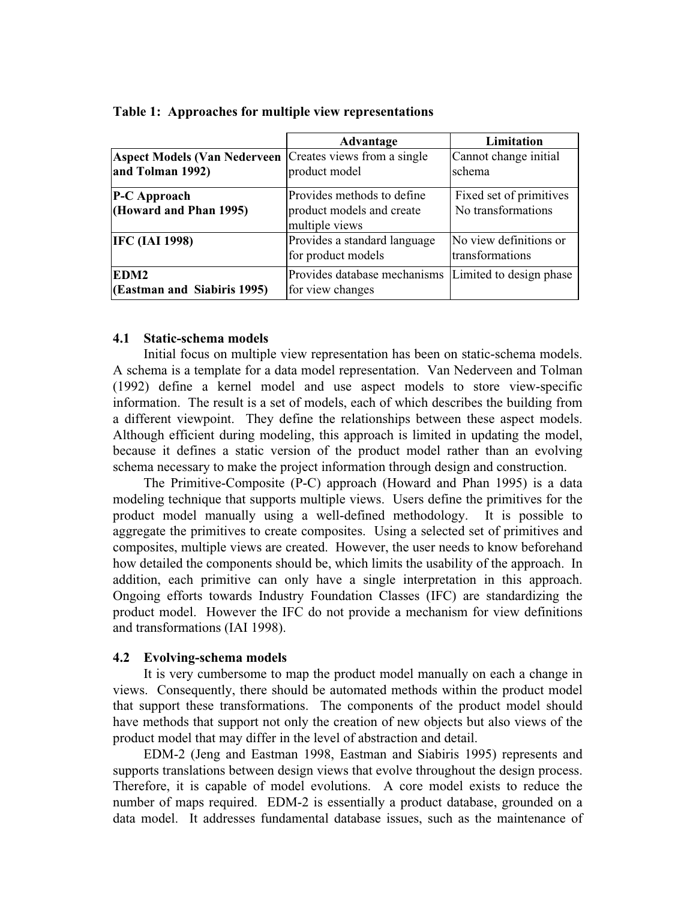**Table 1: Approaches for multiple view representations**

| | Advantage | Limitation |
|---|---|---|
| **Aspect Models (Van Nederveen and Tolman 1992)** | Creates views from a single product model | Cannot change initial schema |
| **P-C Approach (Howard and Phan 1995)** | Provides methods to define product models and create multiple views | Fixed set of primitives No transformations |
| **IFC (IAI 1998)** | Provides a standard language for product models | No view definitions or transformations |
| **EDM2 (Eastman and Siabiris 1995)** | Provides database mechanisms for view changes | Limited to design phase |

### 4.1 Static-schema models

Initial focus on multiple view representation has been on static-schema models. A schema is a template for a data model representation. Van Nederveen and Tolman (1992) define a kernel model and use aspect models to store view-specific information. The result is a set of models, each of which describes the building from a different viewpoint. They define the relationships between these aspect models. Although efficient during modeling, this approach is limited in updating the model, because it defines a static version of the product model rather than an evolving schema necessary to make the project information through design and construction.

The Primitive-Composite (P-C) approach (Howard and Phan 1995) is a data modeling technique that supports multiple views. Users define the primitives for the product model manually using a well-defined methodology. It is possible to aggregate the primitives to create composites. Using a selected set of primitives and composites, multiple views are created. However, the user needs to know beforehand how detailed the components should be, which limits the usability of the approach. In addition, each primitive can only have a single interpretation in this approach. Ongoing efforts towards Industry Foundation Classes (IFC) are standardizing the product model. However the IFC do not provide a mechanism for view definitions and transformations (IAI 1998).

### 4.2 Evolving-schema models

It is very cumbersome to map the product model manually on each a change in views. Consequently, there should be automated methods within the product model that support these transformations. The components of the product model should have methods that support not only the creation of new objects but also views of the product model that may differ in the level of abstraction and detail.

EDM-2 (Jeng and Eastman 1998, Eastman and Siabiris 1995) represents and supports translations between design views that evolve throughout the design process. Therefore, it is capable of model evolutions. A core model exists to reduce the number of maps required. EDM-2 is essentially a product database, grounded on a data model. It addresses fundamental database issues, such as the maintenance of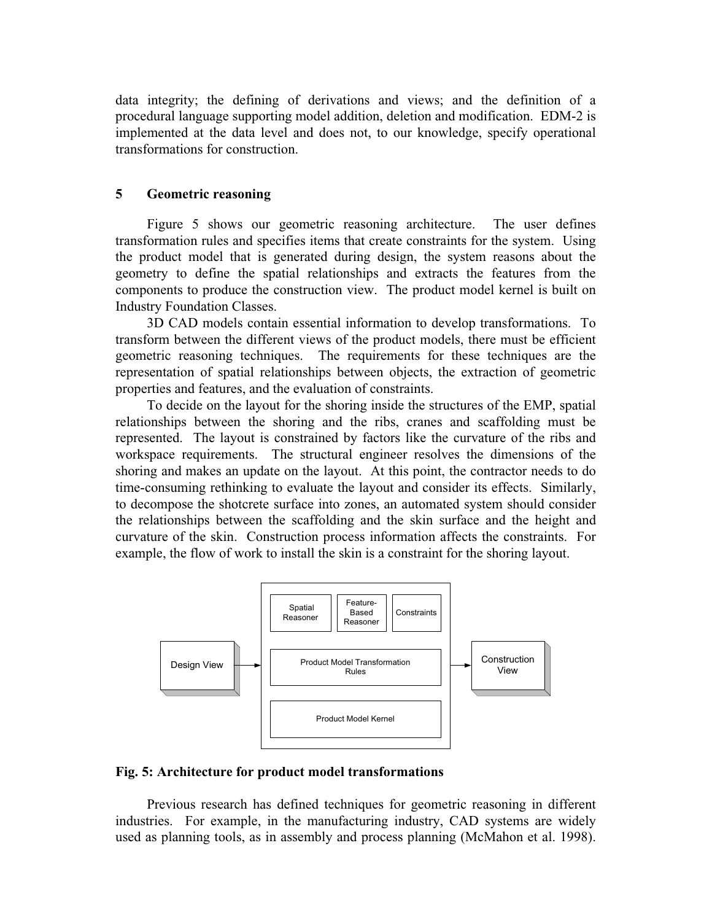data integrity; the defining of derivations and views; and the definition of a procedural language supporting model addition, deletion and modification. EDM-2 is implemented at the data level and does not, to our knowledge, specify operational transformations for construction.

## 5 Geometric reasoning

Figure 5 shows our geometric reasoning architecture. The user defines transformation rules and specifies items that create constraints for the system. Using the product model that is generated during design, the system reasons about the geometry to define the spatial relationships and extracts the features from the components to produce the construction view. The product model kernel is built on Industry Foundation Classes.

3D CAD models contain essential information to develop transformations. To transform between the different views of the product models, there must be efficient geometric reasoning techniques. The requirements for these techniques are the representation of spatial relationships between objects, the extraction of geometric properties and features, and the evaluation of constraints.

To decide on the layout for the shoring inside the structures of the EMP, spatial relationships between the shoring and the ribs, cranes and scaffolding must be represented. The layout is constrained by factors like the curvature of the ribs and workspace requirements. The structural engineer resolves the dimensions of the shoring and makes an update on the layout. At this point, the contractor needs to do time-consuming rethinking to evaluate the layout and consider its effects. Similarly, to decompose the shotcrete surface into zones, an automated system should consider the relationships between the scaffolding and the skin surface and the height and curvature of the skin. Construction process information affects the constraints. For example, the flow of work to install the skin is a constraint for the shoring layout.

Spatial Reasoner

Feature-Based Reasoner

Constraints

Design View

Product Model Transformation Rules

Construction View

Product Model Kernel

**Fig. 5: Architecture for product model transformations**

Previous research has defined techniques for geometric reasoning in different industries. For example, in the manufacturing industry, CAD systems are widely used as planning tools, as in assembly and process planning (McMahon et al. 1998).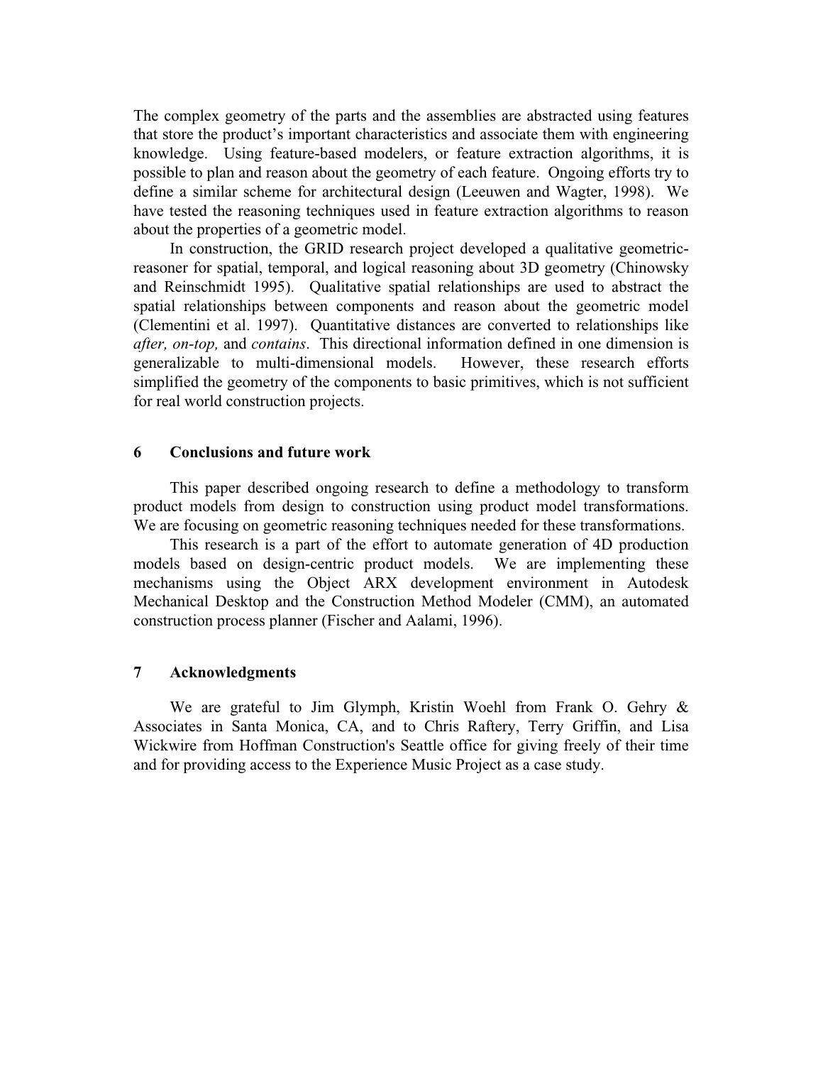The complex geometry of the parts and the assemblies are abstracted using features that store the product's important characteristics and associate them with engineering knowledge. Using feature-based modelers, or feature extraction algorithms, it is possible to plan and reason about the geometry of each feature. Ongoing efforts try to define a similar scheme for architectural design (Leeuwen and Wagter, 1998). We have tested the reasoning techniques used in feature extraction algorithms to reason about the properties of a geometric model.

In construction, the GRID research project developed a qualitative geometric-reasoner for spatial, temporal, and logical reasoning about 3D geometry (Chinowsky and Reinschmidt 1995). Qualitative spatial relationships are used to abstract the spatial relationships between components and reason about the geometric model (Clementini et al. 1997). Quantitative distances are converted to relationships like *after, on-top,* and *contains*. This directional information defined in one dimension is generalizable to multi-dimensional models. However, these research efforts simplified the geometry of the components to basic primitives, which is not sufficient for real world construction projects.

## 6 Conclusions and future work

This paper described ongoing research to define a methodology to transform product models from design to construction using product model transformations. We are focusing on geometric reasoning techniques needed for these transformations.

This research is a part of the effort to automate generation of 4D production models based on design-centric product models. We are implementing these mechanisms using the Object ARX development environment in Autodesk Mechanical Desktop and the Construction Method Modeler (CMM), an automated construction process planner (Fischer and Aalami, 1996).

## 7 Acknowledgments

We are grateful to Jim Glymph, Kristin Woehl from Frank O. Gehry & Associates in Santa Monica, CA, and to Chris Raftery, Terry Griffin, and Lisa Wickwire from Hoffman Construction's Seattle office for giving freely of their time and for providing access to the Experience Music Project as a case study.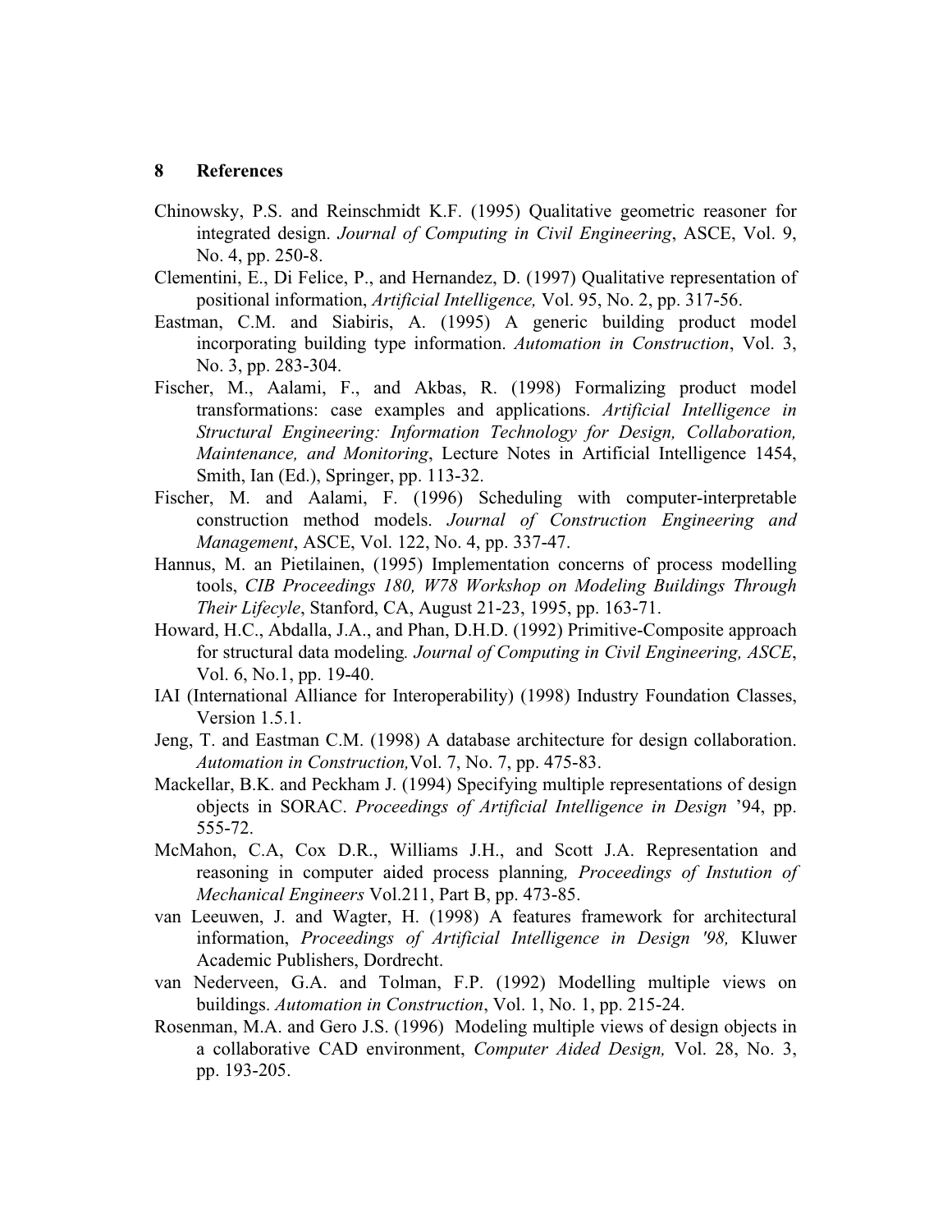## 8 References

Chinowsky, P.S. and Reinschmidt K.F. (1995) Qualitative geometric reasoner for integrated design. *Journal of Computing in Civil Engineering*, ASCE, Vol. 9, No. 4, pp. 250-8.

Clementini, E., Di Felice, P., and Hernandez, D. (1997) Qualitative representation of positional information, *Artificial Intelligence,* Vol. 95, No. 2, pp. 317-56.

Eastman, C.M. and Siabiris, A. (1995) A generic building product model incorporating building type information. *Automation in Construction*, Vol. 3, No. 3, pp. 283-304.

Fischer, M., Aalami, F., and Akbas, R. (1998) Formalizing product model transformations: case examples and applications. *Artificial Intelligence in Structural Engineering: Information Technology for Design, Collaboration, Maintenance, and Monitoring*, Lecture Notes in Artificial Intelligence 1454, Smith, Ian (Ed.), Springer, pp. 113-32.

Fischer, M. and Aalami, F. (1996) Scheduling with computer-interpretable construction method models. *Journal of Construction Engineering and Management*, ASCE, Vol. 122, No. 4, pp. 337-47.

Hannus, M. an Pietilainen, (1995) Implementation concerns of process modelling tools, *CIB Proceedings 180, W78 Workshop on Modeling Buildings Through Their Lifecyle*, Stanford, CA, August 21-23, 1995, pp. 163-71.

Howard, H.C., Abdalla, J.A., and Phan, D.H.D. (1992) Primitive-Composite approach for structural data modeling*. Journal of Computing in Civil Engineering, ASCE*, Vol. 6, No.1, pp. 19-40.

IAI (International Alliance for Interoperability) (1998) Industry Foundation Classes, Version 1.5.1.

Jeng, T. and Eastman C.M. (1998) A database architecture for design collaboration. *Automation in Construction,*Vol. 7, No. 7, pp. 475-83.

Mackellar, B.K. and Peckham J. (1994) Specifying multiple representations of design objects in SORAC. *Proceedings of Artificial Intelligence in Design* '94, pp. 555-72.

McMahon, C.A, Cox D.R., Williams J.H., and Scott J.A. Representation and reasoning in computer aided process planning*, Proceedings of Instution of Mechanical Engineers* Vol.211, Part B, pp. 473-85.

van Leeuwen, J. and Wagter, H. (1998) A features framework for architectural information, *Proceedings of Artificial Intelligence in Design '98,* Kluwer Academic Publishers, Dordrecht.

van Nederveen, G.A. and Tolman, F.P. (1992) Modelling multiple views on buildings. *Automation in Construction*, Vol. 1, No. 1, pp. 215-24.

Rosenman, M.A. and Gero J.S. (1996) Modeling multiple views of design objects in a collaborative CAD environment, *Computer Aided Design,* Vol. 28, No. 3, pp. 193-205.